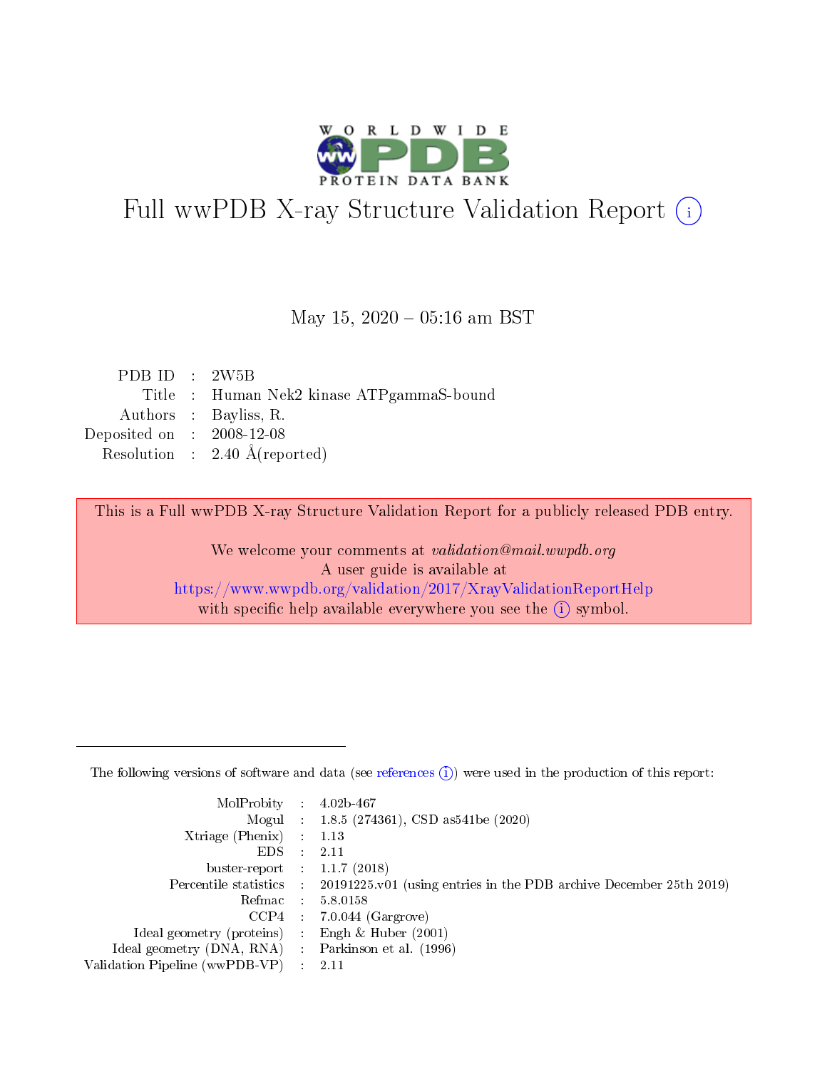# Full wwPDB X-ray Structure Validation Report (i)

May 15, 2020 – 05:16 am BST

| | | |
|---|---|---|
| PDB ID | : | 2W5B |
| Title | : | Human Nek2 kinase ATPgammaS-bound |
| Authors | : | Bayliss, R. |
| Deposited on | : | 2008-12-08 |
| Resolution | : | 2.40 Å(reported) |

This is a Full wwPDB X-ray Structure Validation Report for a publicly released PDB entry.

We welcome your comments at *validation@mail.wwpdb.org*
A user guide is available at
https://www.wwpdb.org/validation/2017/XrayValidationReportHelp
with specific help available everywhere you see the (i) symbol.

---

The following versions of software and data (see references (i)) were used in the production of this report:

| | | |
|---|---|---|
| MolProbity | : | 4.02b-467 |
| Mogul | : | 1.8.5 (274361), CSD as541be (2020) |
| Xtriage (Phenix) | : | 1.13 |
| EDS | : | 2.11 |
| buster-report | : | 1.1.7 (2018) |
| Percentile statistics | : | 20191225.v01 (using entries in the PDB archive December 25th 2019) |
| Refmac | : | 5.8.0158 |
| CCP4 | : | 7.0.044 (Gargrove) |
| Ideal geometry (proteins) | : | Engh & Huber (2001) |
| Ideal geometry (DNA, RNA) | : | Parkinson et al. (1996) |
| Validation Pipeline (wwPDB-VP) | : | 2.11 |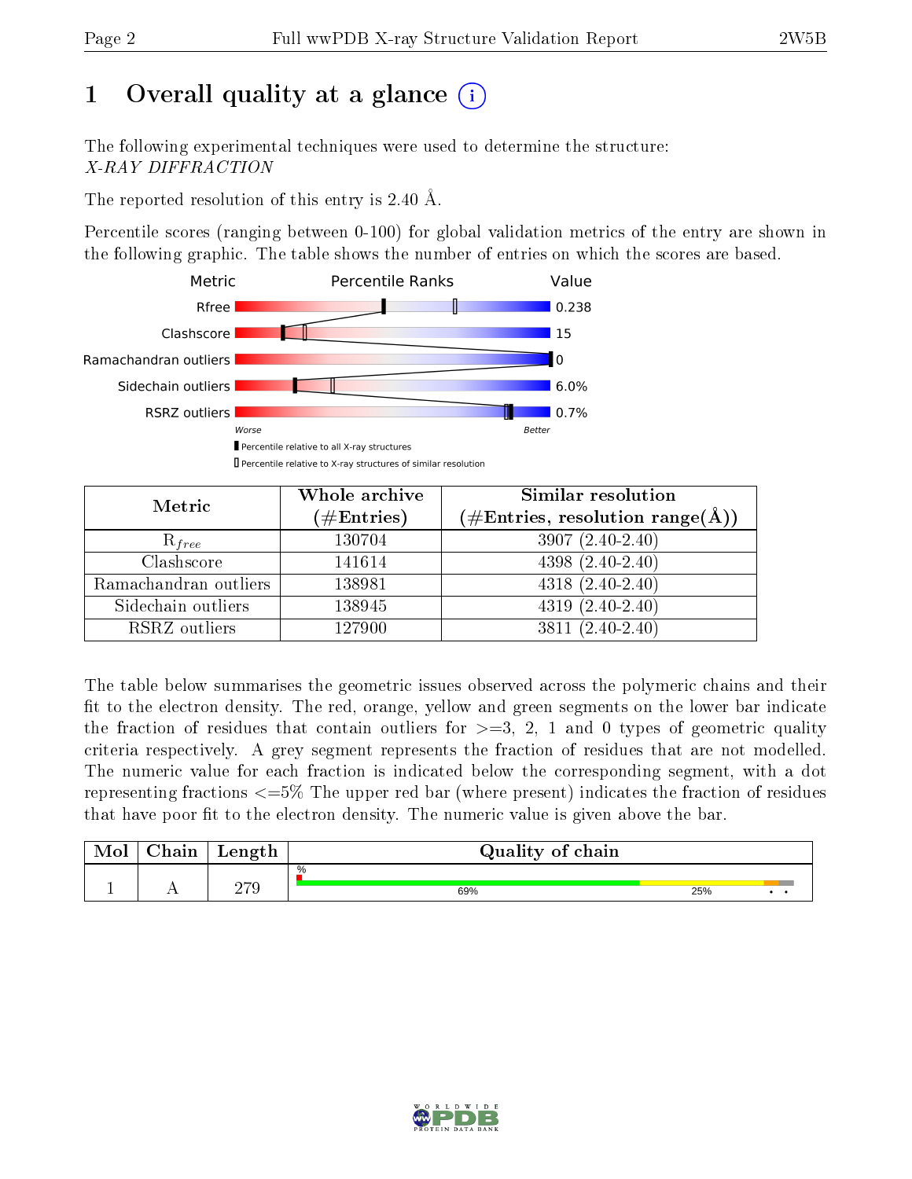# 1 Overall quality at a glance

The following experimental techniques were used to determine the structure:
*X-RAY DIFFRACTION*

The reported resolution of this entry is 2.40 Å.

Percentile scores (ranging between 0-100) for global validation metrics of the entry are shown in the following graphic. The table shows the number of entries on which the scores are based.

| Metric | Value |
|---|---|
| Rfree | 0.238 |
| Clashscore | 15 |
| Ramachandran outliers | 0 |
| Sidechain outliers | 6.0% |
| RSRZ outliers | 0.7% |

| Metric | Whole archive (#Entries) | Similar resolution (#Entries, resolution range(Å)) |
|---|---|---|
| $R_{free}$ | 130704 | 3907 (2.40-2.40) |
| Clashscore | 141614 | 4398 (2.40-2.40) |
| Ramachandran outliers | 138981 | 4318 (2.40-2.40) |
| Sidechain outliers | 138945 | 4319 (2.40-2.40) |
| RSRZ outliers | 127900 | 3811 (2.40-2.40) |

The table below summarises the geometric issues observed across the polymeric chains and their fit to the electron density. The red, orange, yellow and green segments on the lower bar indicate the fraction of residues that contain outliers for >=3, 2, 1 and 0 types of geometric quality criteria respectively. A grey segment represents the fraction of residues that are not modelled. The numeric value for each fraction is indicated below the corresponding segment, with a dot representing fractions <=5% The upper red bar (where present) indicates the fraction of residues that have poor fit to the electron density. The numeric value is given above the bar.

| Mol | Chain | Length | Quality of chain |
|---|---|---|---|
| 1 | A | 279 | 69% / 25% / • / • |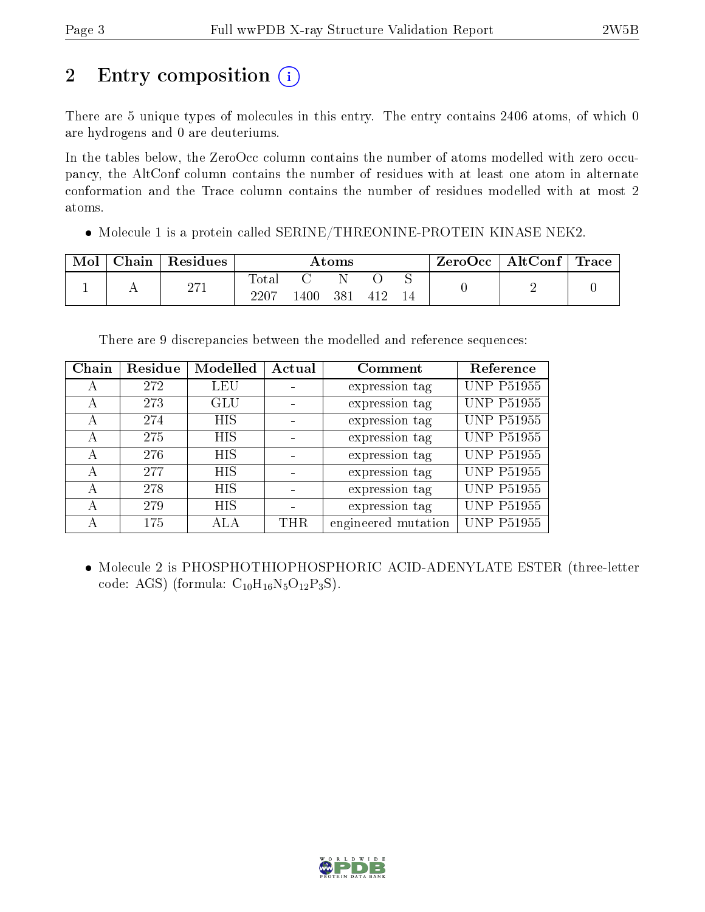# 2 Entry composition

There are 5 unique types of molecules in this entry. The entry contains 2406 atoms, of which 0 are hydrogens and 0 are deuteriums.

In the tables below, the ZeroOcc column contains the number of atoms modelled with zero occupancy, the AltConf column contains the number of residues with at least one atom in alternate conformation and the Trace column contains the number of residues modelled with at most 2 atoms.

- Molecule 1 is a protein called SERINE/THREONINE-PROTEIN KINASE NEK2.

| Mol | Chain | Residues | Atoms | | | | | ZeroOcc | AltConf | Trace |
|---|---|---|---|---|---|---|---|---|---|---|
| 1 | A | 271 | Total | C | N | O | S | 0 | 2 | 0 |
| | | | 2207 | 1400 | 381 | 412 | 14 | | | |

There are 9 discrepancies between the modelled and reference sequences:

| Chain | Residue | Modelled | Actual | Comment | Reference |
|---|---|---|---|---|---|
| A | 272 | LEU | - | expression tag | UNP P51955 |
| A | 273 | GLU | - | expression tag | UNP P51955 |
| A | 274 | HIS | - | expression tag | UNP P51955 |
| A | 275 | HIS | - | expression tag | UNP P51955 |
| A | 276 | HIS | - | expression tag | UNP P51955 |
| A | 277 | HIS | - | expression tag | UNP P51955 |
| A | 278 | HIS | - | expression tag | UNP P51955 |
| A | 279 | HIS | - | expression tag | UNP P51955 |
| A | 175 | ALA | THR | engineered mutation | UNP P51955 |

- Molecule 2 is PHOSPHOTHIOPHOSPHORIC ACID-ADENYLATE ESTER (three-letter code: AGS) (formula: $C_{10}H_{16}N_5O_{12}P_3S$).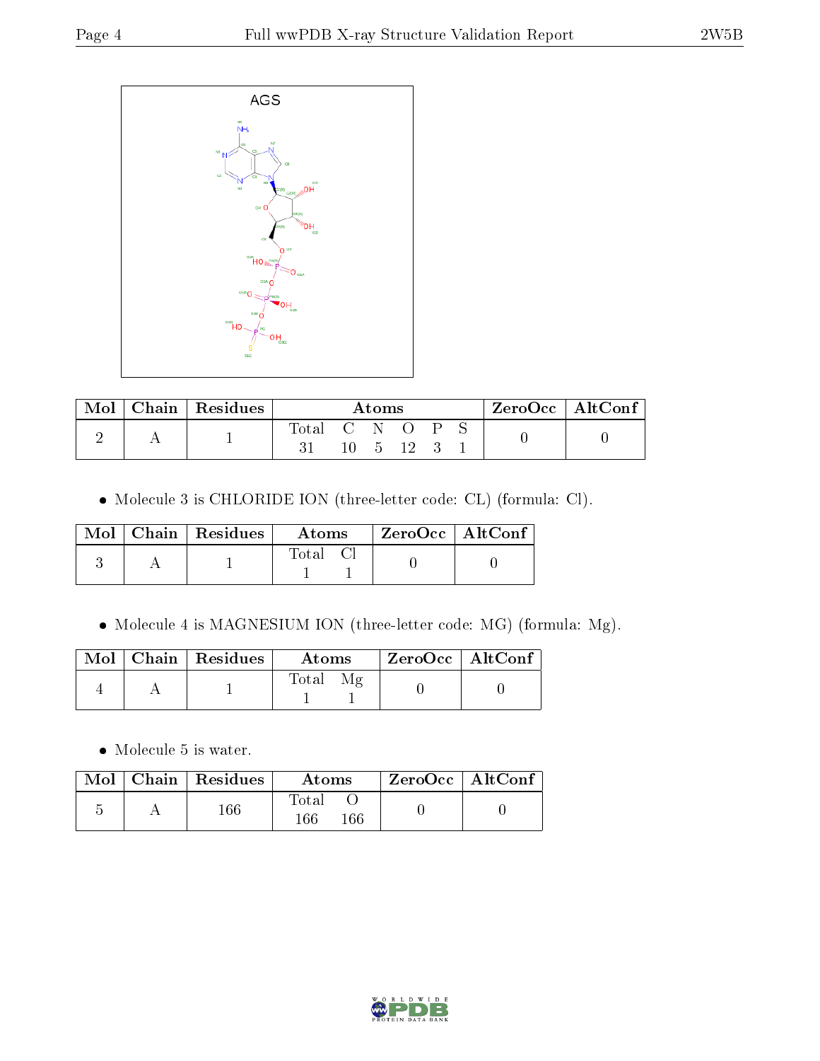AGS

| Mol | Chain | Residues | Atoms | | | | | | ZeroOcc | AltConf |
|---|---|---|---|---|---|---|---|---|---|---|
| | | | Total | C | N | O | P | S | | |
| 2 | A | 1 | 31 | 10 | 5 | 12 | 3 | 1 | 0 | 0 |

- Molecule 3 is CHLORIDE ION (three-letter code: CL) (formula: Cl).

| Mol | Chain | Residues | Atoms | | ZeroOcc | AltConf |
|---|---|---|---|---|---|---|
| | | | Total | Cl | | |
| 3 | A | 1 | 1 | 1 | 0 | 0 |

- Molecule 4 is MAGNESIUM ION (three-letter code: MG) (formula: Mg).

| Mol | Chain | Residues | Atoms | | ZeroOcc | AltConf |
|---|---|---|---|---|---|---|
| | | | Total | Mg | | |
| 4 | A | 1 | 1 | 1 | 0 | 0 |

- Molecule 5 is water.

| Mol | Chain | Residues | Atoms | | ZeroOcc | AltConf |
|---|---|---|---|---|---|---|
| | | | Total | O | | |
| 5 | A | 166 | 166 | 166 | 0 | 0 |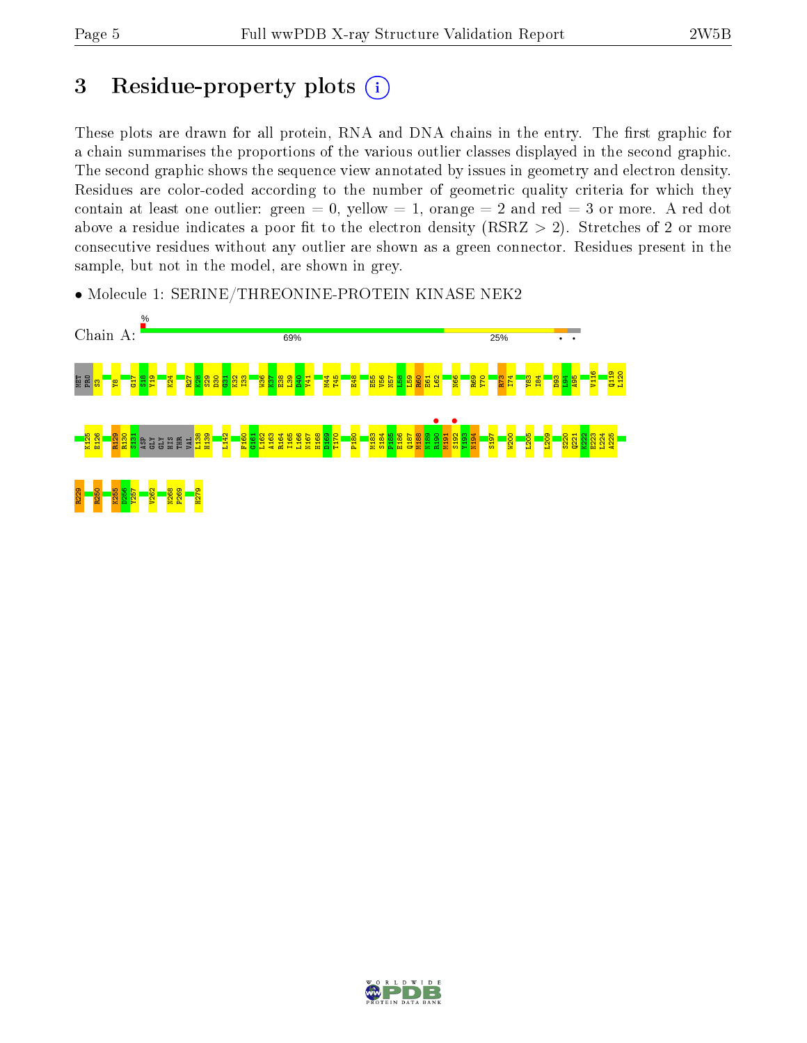# 3 Residue-property plots

These plots are drawn for all protein, RNA and DNA chains in the entry. The first graphic for a chain summarises the proportions of the various outlier classes displayed in the second graphic. The second graphic shows the sequence view annotated by issues in geometry and electron density. Residues are color-coded according to the number of geometric quality criteria for which they contain at least one outlier: green = 0, yellow = 1, orange = 2 and red = 3 or more. A red dot above a residue indicates a poor fit to the electron density (RSRZ > 2). Stretches of 2 or more consecutive residues without any outlier are shown as a green connector. Residues present in the sample, but not in the model, are shown in grey.

- Molecule 1: SERINE/THREONINE-PROTEIN KINASE NEK2

Chain A: 69% 25%

MET PRO S3 Y8 G17 S18 Y19 K24 R27 K28 S29 D30 G31 K32 I33 W36 K37 E38 L39 D40 Y41 M44 T45 E48 E55 V56 N57 L58 L59 R60 E61 L62 N66 R69 Y70 R73 I74 Y83 I84 D93 N94 A95 V116 Q119 L120 K125 E126 R129 R130 S131 ASP GLY GLY HIS THR VAL L138 H139 L142 F160 G161 L162 A163 R164 I165 L166 N167 H168 D169 T170 P180 M183 S184 P185 E186 Q187 M188 N189 R190 M191 S192 Y193 N194 S197 W200 L205 L209 S220 Q221 K222 E223 L224 A225 R229 R250 K255 D256 Y257 V262 N268 P269 H279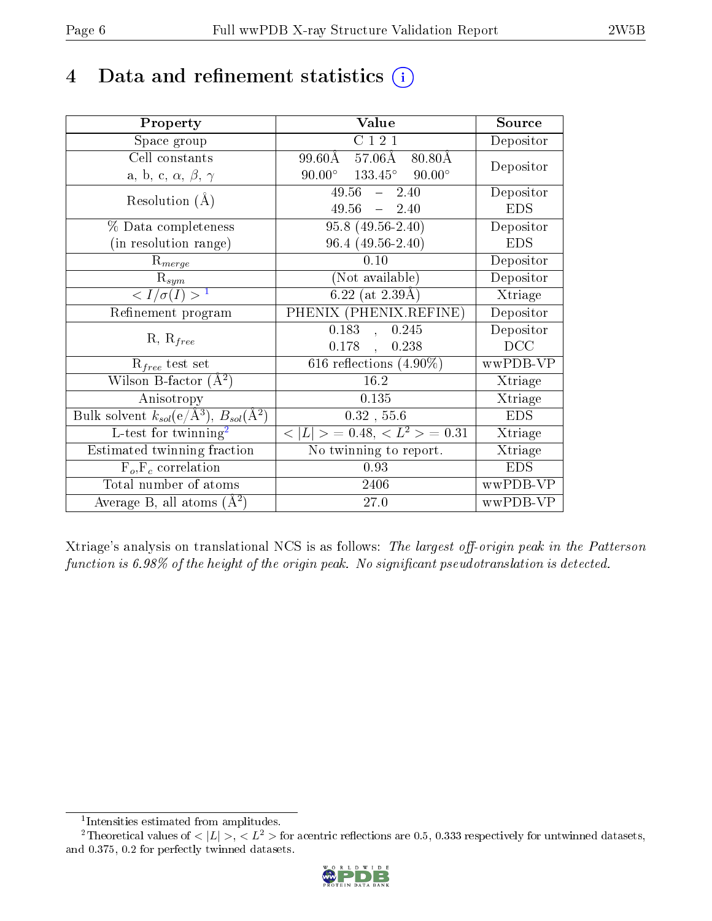# 4 Data and refinement statistics

| Property | Value | Source |
|---|---|---|
| Space group | C 1 2 1 | Depositor |
| Cell constants<br>a, b, c, $\alpha$, $\beta$, $\gamma$ | 99.60Å 57.06Å 80.80Å<br>90.00° 133.45° 90.00° | Depositor |
| Resolution (Å) | 49.56 – 2.40<br>49.56 – 2.40 | Depositor<br>EDS |
| % Data completeness<br>(in resolution range) | 95.8 (49.56-2.40)<br>96.4 (49.56-2.40) | Depositor<br>EDS |
| $R_{merge}$ | 0.10 | Depositor |
| $R_{sym}$ | (Not available) | Depositor |
| $< I/\sigma(I) >$ [1] | 6.22 (at 2.39Å) | Xtriage |
| Refinement program | PHENIX (PHENIX.REFINE) | Depositor |
| R, $R_{free}$ | 0.183 , 0.245<br>0.178 , 0.238 | Depositor<br>DCC |
| $R_{free}$ test set | 616 reflections (4.90%) | wwPDB-VP |
| Wilson B-factor (Å$^2$) | 16.2 | Xtriage |
| Anisotropy | 0.135 | Xtriage |
| Bulk solvent $k_{sol}$(e/Å$^3$), $B_{sol}$(Å$^2$) | 0.32 , 55.6 | EDS |
| L-test for twinning[2] | $< \|L\| >$ = 0.48, $< L^2 >$ = 0.31 | Xtriage |
| Estimated twinning fraction | No twinning to report. | Xtriage |
| $F_o$,$F_c$ correlation | 0.93 | EDS |
| Total number of atoms | 2406 | wwPDB-VP |
| Average B, all atoms (Å$^2$) | 27.0 | wwPDB-VP |

Xtriage's analysis on translational NCS is as follows: *The largest off-origin peak in the Patterson function is 6.98% of the height of the origin peak. No significant pseudotranslation is detected.*

[1] Intensities estimated from amplitudes.

[2] Theoretical values of $< |L| >$, $< L^2 >$ for acentric reflections are 0.5, 0.333 respectively for untwinned datasets, and 0.375, 0.2 for perfectly twinned datasets.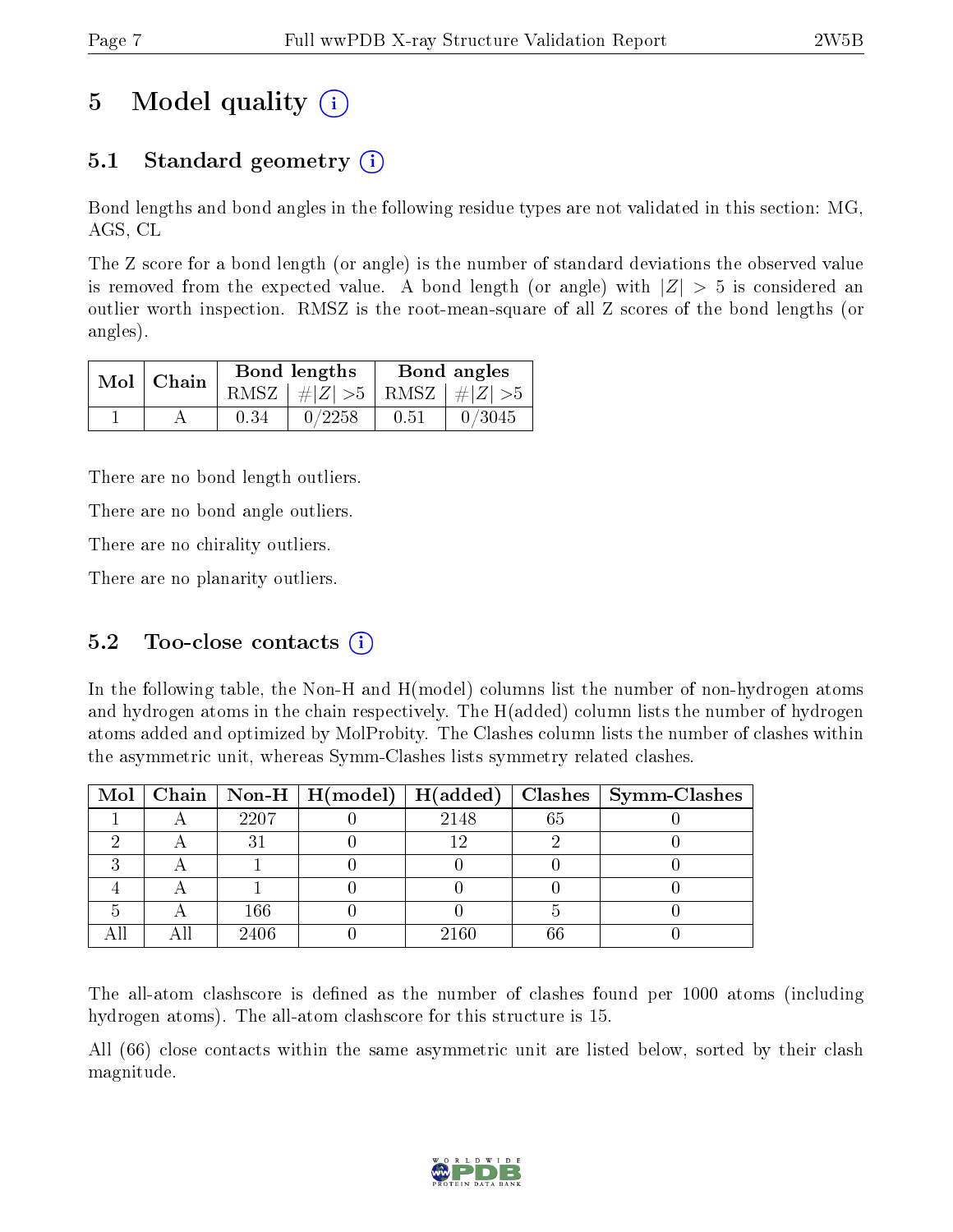# 5 Model quality

## 5.1 Standard geometry

Bond lengths and bond angles in the following residue types are not validated in this section: MG, AGS, CL

The Z score for a bond length (or angle) is the number of standard deviations the observed value is removed from the expected value. A bond length (or angle) with $|Z| > 5$ is considered an outlier worth inspection. RMSZ is the root-mean-square of all Z scores of the bond lengths (or angles).

| Mol | Chain | Bond lengths | | Bond angles | |
|---|---|---|---|---|---|
| | | RMSZ | $\#\|Z\| > 5$ | RMSZ | $\#\|Z\| > 5$ |
| 1 | A | 0.34 | 0/2258 | 0.51 | 0/3045 |

There are no bond length outliers.

There are no bond angle outliers.

There are no chirality outliers.

There are no planarity outliers.

## 5.2 Too-close contacts

In the following table, the Non-H and H(model) columns list the number of non-hydrogen atoms and hydrogen atoms in the chain respectively. The H(added) column lists the number of hydrogen atoms added and optimized by MolProbity. The Clashes column lists the number of clashes within the asymmetric unit, whereas Symm-Clashes lists symmetry related clashes.

| Mol | Chain | Non-H | H(model) | H(added) | Clashes | Symm-Clashes |
|---|---|---|---|---|---|---|
| 1 | A | 2207 | 0 | 2148 | 65 | 0 |
| 2 | A | 31 | 0 | 12 | 2 | 0 |
| 3 | A | 1 | 0 | 0 | 0 | 0 |
| 4 | A | 1 | 0 | 0 | 0 | 0 |
| 5 | A | 166 | 0 | 0 | 5 | 0 |
| All | All | 2406 | 0 | 2160 | 66 | 0 |

The all-atom clashscore is defined as the number of clashes found per 1000 atoms (including hydrogen atoms). The all-atom clashscore for this structure is 15.

All (66) close contacts within the same asymmetric unit are listed below, sorted by their clash magnitude.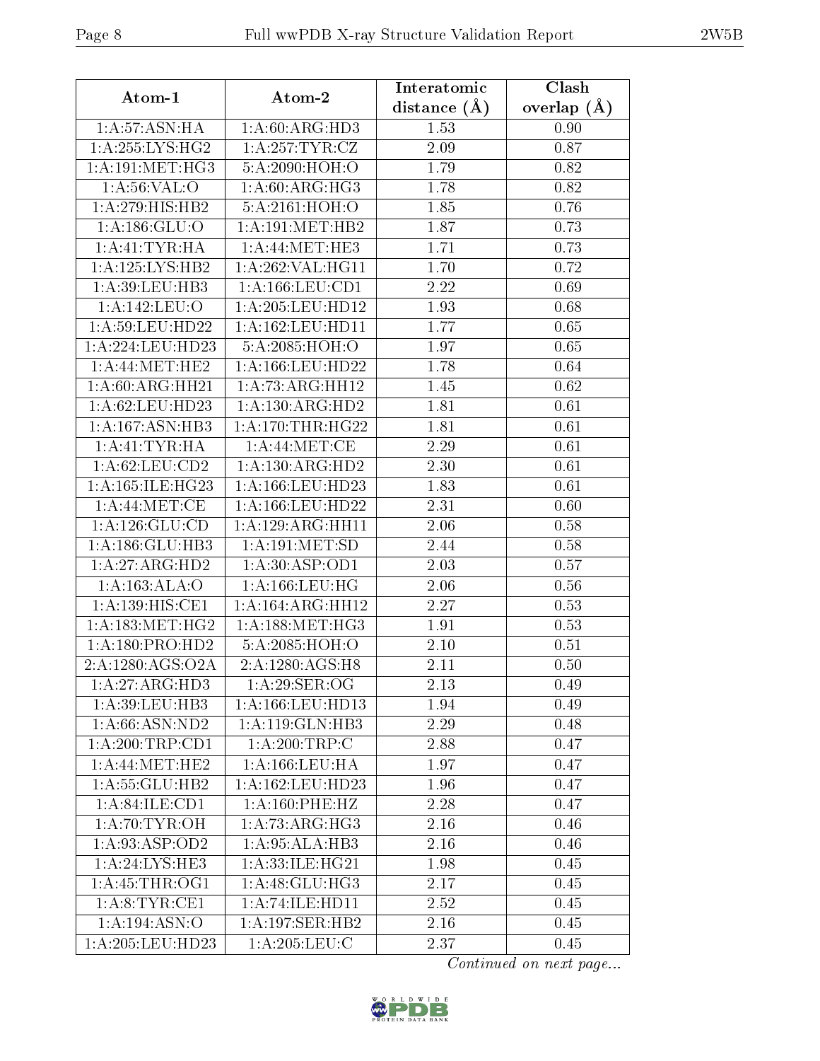| Atom-1 | Atom-2 | Interatomic distance (Å) | Clash overlap (Å) |
|---|---|---|---|
| 1:A:57:ASN:HA | 1:A:60:ARG:HD3 | 1.53 | 0.90 |
| 1:A:255:LYS:HG2 | 1:A:257:TYR:CZ | 2.09 | 0.87 |
| 1:A:191:MET:HG3 | 5:A:2090:HOH:O | 1.79 | 0.82 |
| 1:A:56:VAL:O | 1:A:60:ARG:HG3 | 1.78 | 0.82 |
| 1:A:279:HIS:HB2 | 5:A:2161:HOH:O | 1.85 | 0.76 |
| 1:A:186:GLU:O | 1:A:191:MET:HB2 | 1.87 | 0.73 |
| 1:A:41:TYR:HA | 1:A:44:MET:HE3 | 1.71 | 0.73 |
| 1:A:125:LYS:HB2 | 1:A:262:VAL:HG11 | 1.70 | 0.72 |
| 1:A:39:LEU:HB3 | 1:A:166:LEU:CD1 | 2.22 | 0.69 |
| 1:A:142:LEU:O | 1:A:205:LEU:HD12 | 1.93 | 0.68 |
| 1:A:59:LEU:HD22 | 1:A:162:LEU:HD11 | 1.77 | 0.65 |
| 1:A:224:LEU:HD23 | 5:A:2085:HOH:O | 1.97 | 0.65 |
| 1:A:44:MET:HE2 | 1:A:166:LEU:HD22 | 1.78 | 0.64 |
| 1:A:60:ARG:HH21 | 1:A:73:ARG:HH12 | 1.45 | 0.62 |
| 1:A:62:LEU:HD23 | 1:A:130:ARG:HD2 | 1.81 | 0.61 |
| 1:A:167:ASN:HB3 | 1:A:170:THR:HG22 | 1.81 | 0.61 |
| 1:A:41:TYR:HA | 1:A:44:MET:CE | 2.29 | 0.61 |
| 1:A:62:LEU:CD2 | 1:A:130:ARG:HD2 | 2.30 | 0.61 |
| 1:A:165:ILE:HG23 | 1:A:166:LEU:HD23 | 1.83 | 0.61 |
| 1:A:44:MET:CE | 1:A:166:LEU:HD22 | 2.31 | 0.60 |
| 1:A:126:GLU:CD | 1:A:129:ARG:HH11 | 2.06 | 0.58 |
| 1:A:186:GLU:HB3 | 1:A:191:MET:SD | 2.44 | 0.58 |
| 1:A:27:ARG:HD2 | 1:A:30:ASP:OD1 | 2.03 | 0.57 |
| 1:A:163:ALA:O | 1:A:166:LEU:HG | 2.06 | 0.56 |
| 1:A:139:HIS:CE1 | 1:A:164:ARG:HH12 | 2.27 | 0.53 |
| 1:A:183:MET:HG2 | 1:A:188:MET:HG3 | 1.91 | 0.53 |
| 1:A:180:PRO:HD2 | 5:A:2085:HOH:O | 2.10 | 0.51 |
| 2:A:1280:AGS:O2A | 2:A:1280:AGS:H8 | 2.11 | 0.50 |
| 1:A:27:ARG:HD3 | 1:A:29:SER:OG | 2.13 | 0.49 |
| 1:A:39:LEU:HB3 | 1:A:166:LEU:HD13 | 1.94 | 0.49 |
| 1:A:66:ASN:ND2 | 1:A:119:GLN:HB3 | 2.29 | 0.48 |
| 1:A:200:TRP:CD1 | 1:A:200:TRP:C | 2.88 | 0.47 |
| 1:A:44:MET:HE2 | 1:A:166:LEU:HA | 1.97 | 0.47 |
| 1:A:55:GLU:HB2 | 1:A:162:LEU:HD23 | 1.96 | 0.47 |
| 1:A:84:ILE:CD1 | 1:A:160:PHE:HZ | 2.28 | 0.47 |
| 1:A:70:TYR:OH | 1:A:73:ARG:HG3 | 2.16 | 0.46 |
| 1:A:93:ASP:OD2 | 1:A:95:ALA:HB3 | 2.16 | 0.46 |
| 1:A:24:LYS:HE3 | 1:A:33:ILE:HG21 | 1.98 | 0.45 |
| 1:A:45:THR:OG1 | 1:A:48:GLU:HG3 | 2.17 | 0.45 |
| 1:A:8:TYR:CE1 | 1:A:74:ILE:HD11 | 2.52 | 0.45 |
| 1:A:194:ASN:O | 1:A:197:SER:HB2 | 2.16 | 0.45 |
| 1:A:205:LEU:HD23 | 1:A:205:LEU:C | 2.37 | 0.45 |

*Continued on next page...*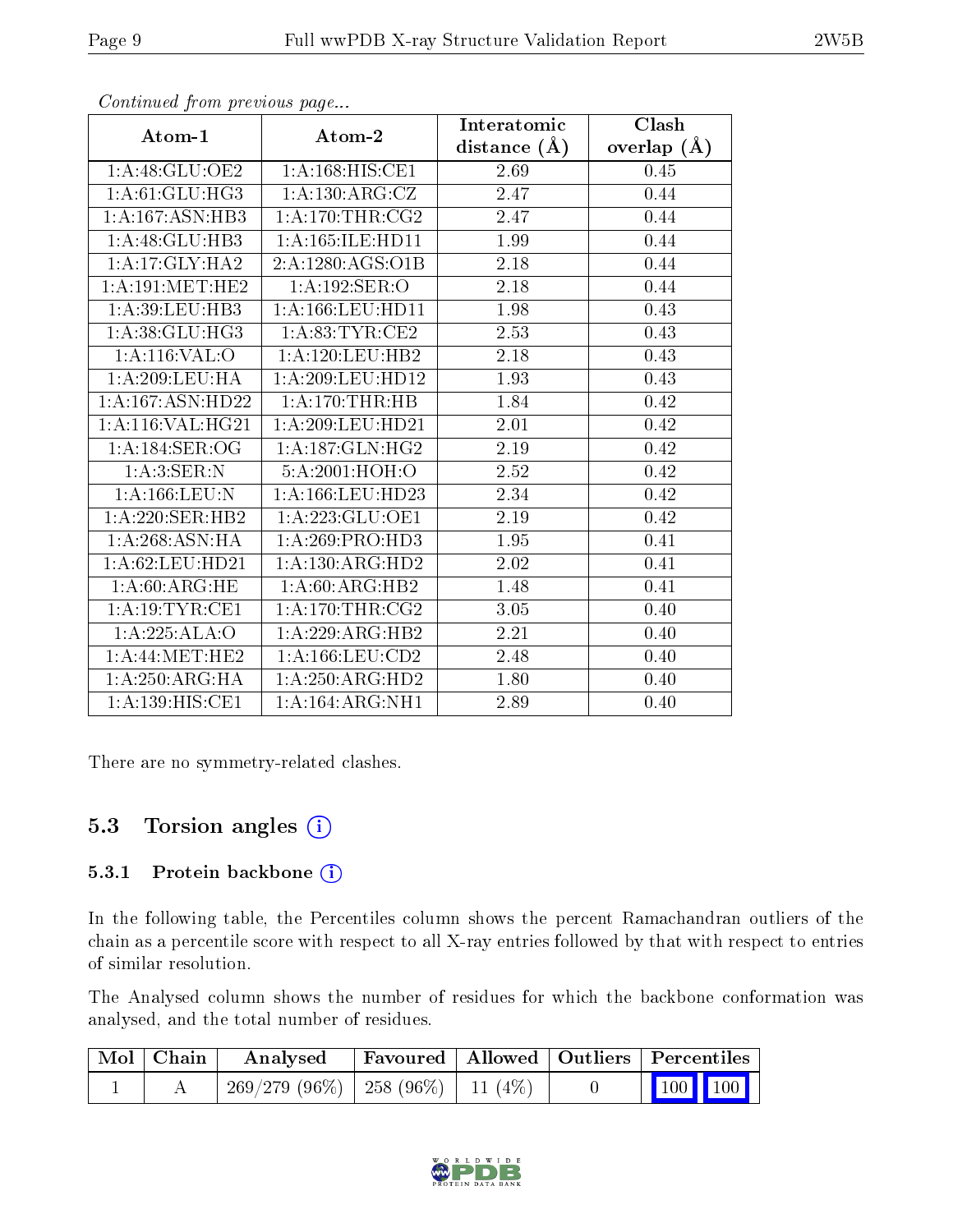*Continued from previous page...*

| Atom-1 | Atom-2 | Interatomic distance (Å) | Clash overlap (Å) |
|---|---|---|---|
| 1:A:48:GLU:OE2 | 1:A:168:HIS:CE1 | 2.69 | 0.45 |
| 1:A:61:GLU:HG3 | 1:A:130:ARG:CZ | 2.47 | 0.44 |
| 1:A:167:ASN:HB3 | 1:A:170:THR:CG2 | 2.47 | 0.44 |
| 1:A:48:GLU:HB3 | 1:A:165:ILE:HD11 | 1.99 | 0.44 |
| 1:A:17:GLY:HA2 | 2:A:1280:AGS:O1B | 2.18 | 0.44 |
| 1:A:191:MET:HE2 | 1:A:192:SER:O | 2.18 | 0.44 |
| 1:A:39:LEU:HB3 | 1:A:166:LEU:HD11 | 1.98 | 0.43 |
| 1:A:38:GLU:HG3 | 1:A:83:TYR:CE2 | 2.53 | 0.43 |
| 1:A:116:VAL:O | 1:A:120:LEU:HB2 | 2.18 | 0.43 |
| 1:A:209:LEU:HA | 1:A:209:LEU:HD12 | 1.93 | 0.43 |
| 1:A:167:ASN:HD22 | 1:A:170:THR:HB | 1.84 | 0.42 |
| 1:A:116:VAL:HG21 | 1:A:209:LEU:HD21 | 2.01 | 0.42 |
| 1:A:184:SER:OG | 1:A:187:GLN:HG2 | 2.19 | 0.42 |
| 1:A:3:SER:N | 5:A:2001:HOH:O | 2.52 | 0.42 |
| 1:A:166:LEU:N | 1:A:166:LEU:HD23 | 2.34 | 0.42 |
| 1:A:220:SER:HB2 | 1:A:223:GLU:OE1 | 2.19 | 0.42 |
| 1:A:268:ASN:HA | 1:A:269:PRO:HD3 | 1.95 | 0.41 |
| 1:A:62:LEU:HD21 | 1:A:130:ARG:HD2 | 2.02 | 0.41 |
| 1:A:60:ARG:HE | 1:A:60:ARG:HB2 | 1.48 | 0.41 |
| 1:A:19:TYR:CE1 | 1:A:170:THR:CG2 | 3.05 | 0.40 |
| 1:A:225:ALA:O | 1:A:229:ARG:HB2 | 2.21 | 0.40 |
| 1:A:44:MET:HE2 | 1:A:166:LEU:CD2 | 2.48 | 0.40 |
| 1:A:250:ARG:HA | 1:A:250:ARG:HD2 | 1.80 | 0.40 |
| 1:A:139:HIS:CE1 | 1:A:164:ARG:NH1 | 2.89 | 0.40 |

There are no symmetry-related clashes.

## 5.3 Torsion angles (i)

### 5.3.1 Protein backbone (i)

In the following table, the Percentiles column shows the percent Ramachandran outliers of the chain as a percentile score with respect to all X-ray entries followed by that with respect to entries of similar resolution.

The Analysed column shows the number of residues for which the backbone conformation was analysed, and the total number of residues.

| Mol | Chain | Analysed | Favoured | Allowed | Outliers | Percentiles | |
|---|---|---|---|---|---|---|---|
| 1 | A | 269/279 (96%) | 258 (96%) | 11 (4%) | 0 | 100 | 100 |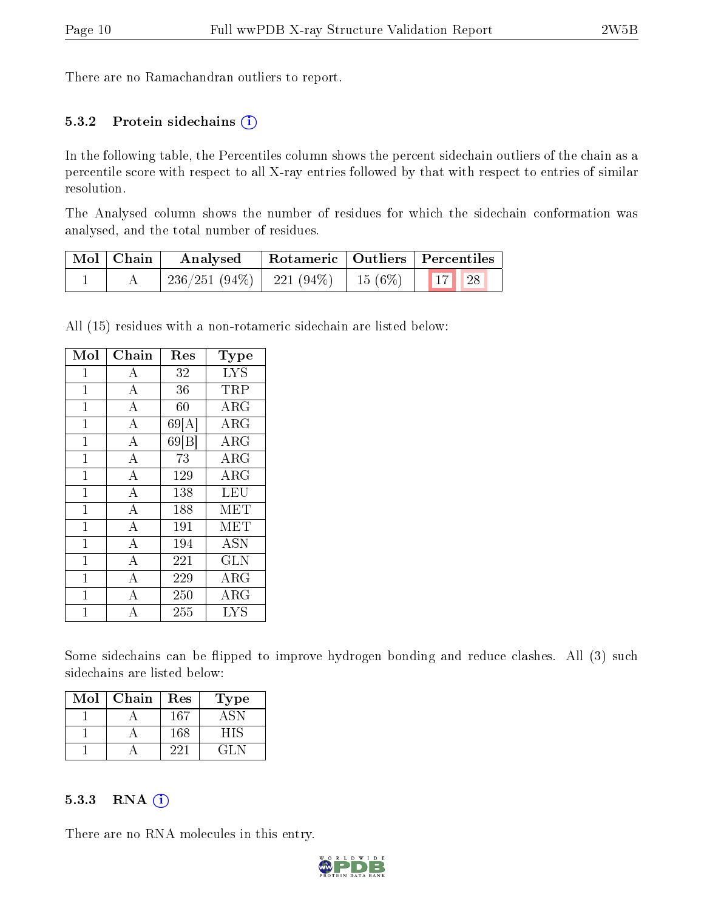There are no Ramachandran outliers to report.

### 5.3.2 Protein sidechains (i)

In the following table, the Percentiles column shows the percent sidechain outliers of the chain as a percentile score with respect to all X-ray entries followed by that with respect to entries of similar resolution.

The Analysed column shows the number of residues for which the sidechain conformation was analysed, and the total number of residues.

| Mol | Chain | Analysed | Rotameric | Outliers | Percentiles | |
|---|---|---|---|---|---|---|
| 1 | A | 236/251 (94%) | 221 (94%) | 15 (6%) | 17 | 28 |

All (15) residues with a non-rotameric sidechain are listed below:

| Mol | Chain | Res | Type |
|---|---|---|---|
| 1 | A | 32 | LYS |
| 1 | A | 36 | TRP |
| 1 | A | 60 | ARG |
| 1 | A | 69[A] | ARG |
| 1 | A | 69[B] | ARG |
| 1 | A | 73 | ARG |
| 1 | A | 129 | ARG |
| 1 | A | 138 | LEU |
| 1 | A | 188 | MET |
| 1 | A | 191 | MET |
| 1 | A | 194 | ASN |
| 1 | A | 221 | GLN |
| 1 | A | 229 | ARG |
| 1 | A | 250 | ARG |
| 1 | A | 255 | LYS |

Some sidechains can be flipped to improve hydrogen bonding and reduce clashes. All (3) such sidechains are listed below:

| Mol | Chain | Res | Type |
|---|---|---|---|
| 1 | A | 167 | ASN |
| 1 | A | 168 | HIS |
| 1 | A | 221 | GLN |

### 5.3.3 RNA (i)

There are no RNA molecules in this entry.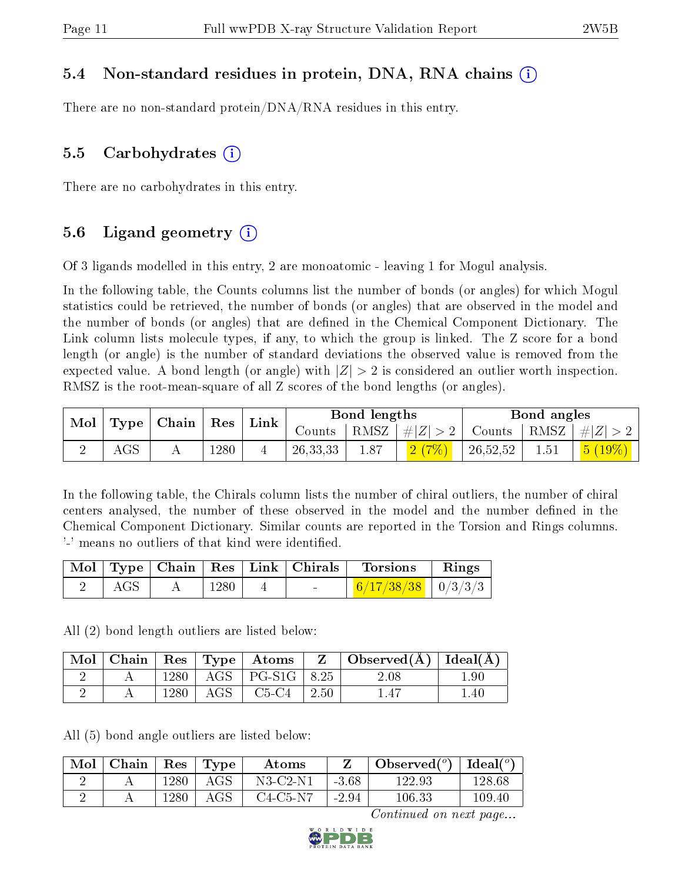### 5.4 Non-standard residues in protein, DNA, RNA chains

There are no non-standard protein/DNA/RNA residues in this entry.

### 5.5 Carbohydrates

There are no carbohydrates in this entry.

### 5.6 Ligand geometry

Of 3 ligands modelled in this entry, 2 are monoatomic - leaving 1 for Mogul analysis.

In the following table, the Counts columns list the number of bonds (or angles) for which Mogul statistics could be retrieved, the number of bonds (or angles) that are observed in the model and the number of bonds (or angles) that are defined in the Chemical Component Dictionary. The Link column lists molecule types, if any, to which the group is linked. The Z score for a bond length (or angle) is the number of standard deviations the observed value is removed from the expected value. A bond length (or angle) with $|Z| > 2$ is considered an outlier worth inspection. RMSZ is the root-mean-square of all Z scores of the bond lengths (or angles).

| Mol | Type | Chain | Res | Link | Bond lengths | | | Bond angles | | |
|---|---|---|---|---|---|---|---|---|---|---|
| | | | | | Counts | RMSZ | #$\|Z\| > 2$ | Counts | RMSZ | #$\|Z\| > 2$ |
| 2 | AGS | A | 1280 | 4 | 26,33,33 | 1.87 | 2 (7%) | 26,52,52 | 1.51 | 5 (19%) |

In the following table, the Chirals column lists the number of chiral outliers, the number of chiral centers analysed, the number of these observed in the model and the number defined in the Chemical Component Dictionary. Similar counts are reported in the Torsion and Rings columns. '-' means no outliers of that kind were identified.

| Mol | Type | Chain | Res | Link | Chirals | Torsions | Rings |
|---|---|---|---|---|---|---|---|
| 2 | AGS | A | 1280 | 4 | - | 6/17/38/38 | 0/3/3/3 |

All (2) bond length outliers are listed below:

| Mol | Chain | Res | Type | Atoms | Z | Observed(Å) | Ideal(Å) |
|---|---|---|---|---|---|---|---|
| 2 | A | 1280 | AGS | PG-S1G | 8.25 | 2.08 | 1.90 |
| 2 | A | 1280 | AGS | C5-C4 | 2.50 | 1.47 | 1.40 |

All (5) bond angle outliers are listed below:

| Mol | Chain | Res | Type | Atoms | Z | Observed($^o$) | Ideal($^o$) |
|---|---|---|---|---|---|---|---|
| 2 | A | 1280 | AGS | N3-C2-N1 | -3.68 | 122.93 | 128.68 |
| 2 | A | 1280 | AGS | C4-C5-N7 | -2.94 | 106.33 | 109.40 |

*Continued on next page...*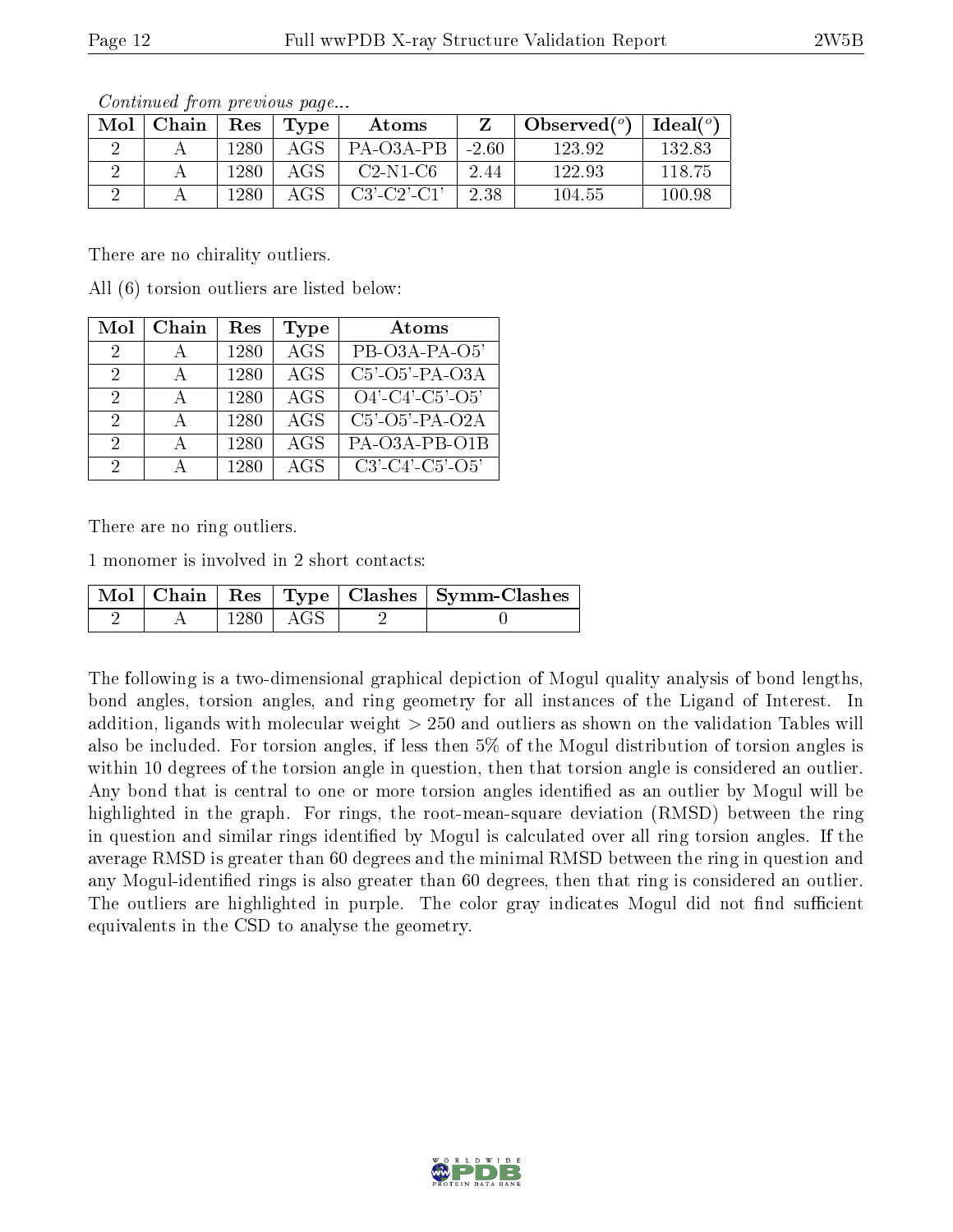*Continued from previous page...*

| Mol | Chain | Res | Type | Atoms | Z | Observed(°) | Ideal(°) |
|---|---|---|---|---|---|---|---|
| 2 | A | 1280 | AGS | PA-O3A-PB | -2.60 | 123.92 | 132.83 |
| 2 | A | 1280 | AGS | C2-N1-C6 | 2.44 | 122.93 | 118.75 |
| 2 | A | 1280 | AGS | C3'-C2'-C1' | 2.38 | 104.55 | 100.98 |

There are no chirality outliers.

All (6) torsion outliers are listed below:

| Mol | Chain | Res | Type | Atoms |
|---|---|---|---|---|
| 2 | A | 1280 | AGS | PB-O3A-PA-O5' |
| 2 | A | 1280 | AGS | C5'-O5'-PA-O3A |
| 2 | A | 1280 | AGS | O4'-C4'-C5'-O5' |
| 2 | A | 1280 | AGS | C5'-O5'-PA-O2A |
| 2 | A | 1280 | AGS | PA-O3A-PB-O1B |
| 2 | A | 1280 | AGS | C3'-C4'-C5'-O5' |

There are no ring outliers.

1 monomer is involved in 2 short contacts:

| Mol | Chain | Res | Type | Clashes | Symm-Clashes |
|---|---|---|---|---|---|
| 2 | A | 1280 | AGS | 2 | 0 |

The following is a two-dimensional graphical depiction of Mogul quality analysis of bond lengths, bond angles, torsion angles, and ring geometry for all instances of the Ligand of Interest. In addition, ligands with molecular weight > 250 and outliers as shown on the validation Tables will also be included. For torsion angles, if less then 5% of the Mogul distribution of torsion angles is within 10 degrees of the torsion angle in question, then that torsion angle is considered an outlier. Any bond that is central to one or more torsion angles identified as an outlier by Mogul will be highlighted in the graph. For rings, the root-mean-square deviation (RMSD) between the ring in question and similar rings identified by Mogul is calculated over all ring torsion angles. If the average RMSD is greater than 60 degrees and the minimal RMSD between the ring in question and any Mogul-identified rings is also greater than 60 degrees, then that ring is considered an outlier. The outliers are highlighted in purple. The color gray indicates Mogul did not find sufficient equivalents in the CSD to analyse the geometry.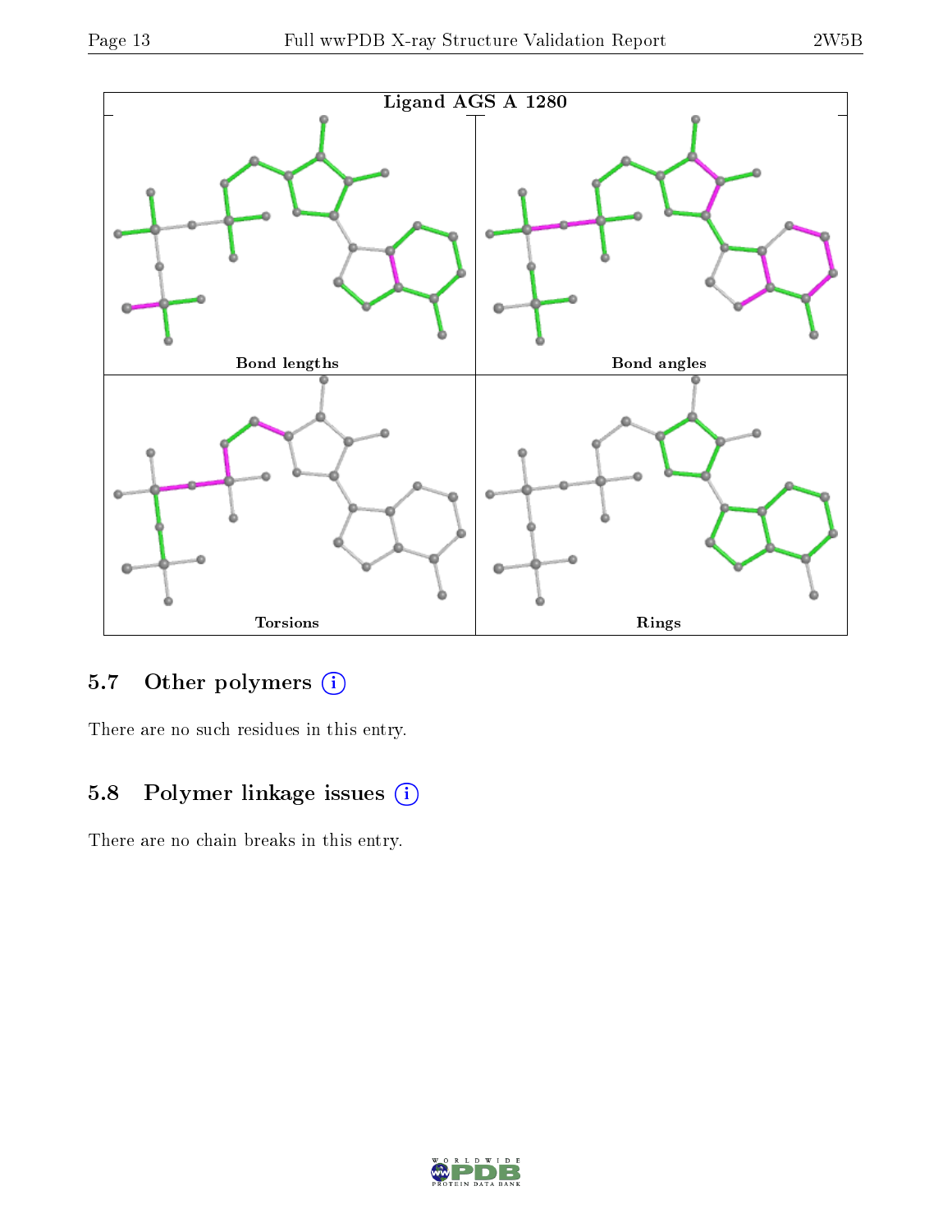Ligand AGS A 1280

Bond lengths

Bond angles

Torsions

Rings

### 5.7 Other polymers

There are no such residues in this entry.

### 5.8 Polymer linkage issues

There are no chain breaks in this entry.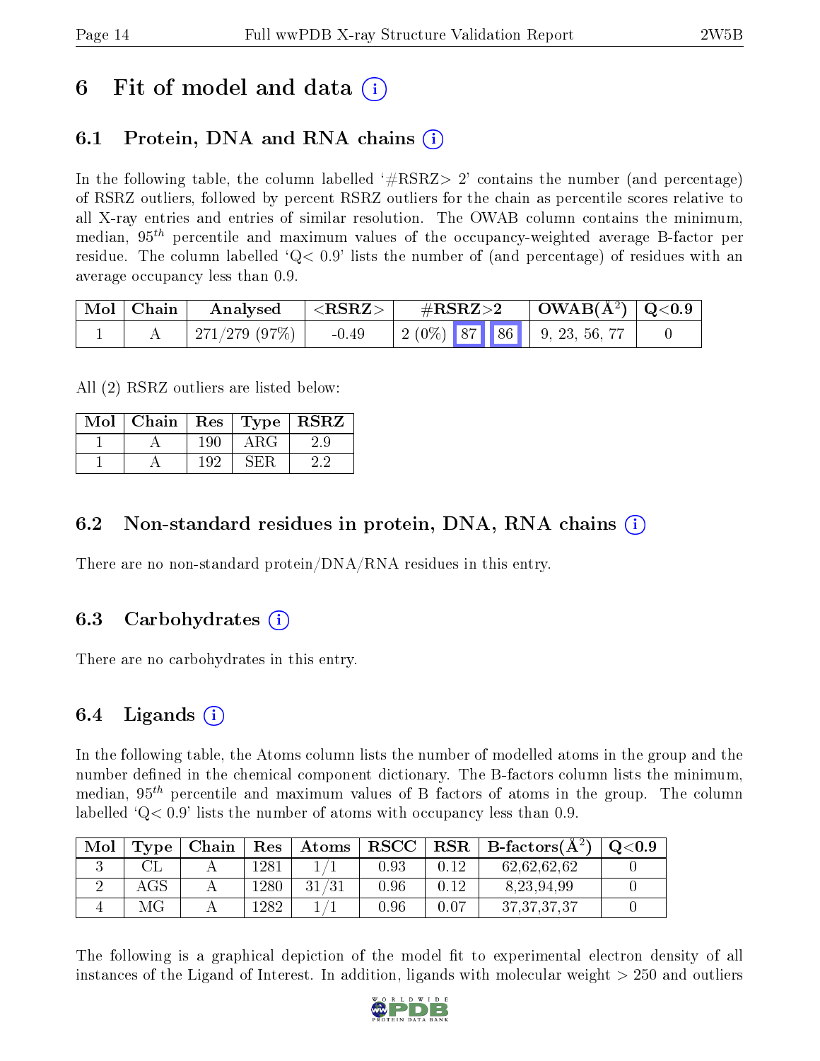# 6 Fit of model and data (i)

## 6.1 Protein, DNA and RNA chains (i)

In the following table, the column labelled '#RSRZ> 2' contains the number (and percentage) of RSRZ outliers, followed by percent RSRZ outliers for the chain as percentile scores relative to all X-ray entries and entries of similar resolution. The OWAB column contains the minimum, median, $95^{th}$ percentile and maximum values of the occupancy-weighted average B-factor per residue. The column labelled 'Q< 0.9' lists the number of (and percentage) of residues with an average occupancy less than 0.9.

| Mol | Chain | Analysed | <RSRZ> | #RSRZ>2 | | | OWAB(Å$^2$) | Q<0.9 |
|---|---|---|---|---|---|---|---|---|
| 1 | A | 271/279 (97%) | -0.49 | 2 (0%) | 87 | 86 | 9, 23, 56, 77 | 0 |

All (2) RSRZ outliers are listed below:

| Mol | Chain | Res | Type | RSRZ |
|---|---|---|---|---|
| 1 | A | 190 | ARG | 2.9 |
| 1 | A | 192 | SER | 2.2 |

## 6.2 Non-standard residues in protein, DNA, RNA chains (i)

There are no non-standard protein/DNA/RNA residues in this entry.

## 6.3 Carbohydrates (i)

There are no carbohydrates in this entry.

## 6.4 Ligands (i)

In the following table, the Atoms column lists the number of modelled atoms in the group and the number defined in the chemical component dictionary. The B-factors column lists the minimum, median, $95^{th}$ percentile and maximum values of B factors of atoms in the group. The column labelled 'Q< 0.9' lists the number of atoms with occupancy less than 0.9.

| Mol | Type | Chain | Res | Atoms | RSCC | RSR | B-factors(Å$^2$) | Q<0.9 |
|---|---|---|---|---|---|---|---|---|
| 3 | CL | A | 1281 | 1/1 | 0.93 | 0.12 | 62,62,62,62 | 0 |
| 2 | AGS | A | 1280 | 31/31 | 0.96 | 0.12 | 8,23,94,99 | 0 |
| 4 | MG | A | 1282 | 1/1 | 0.96 | 0.07 | 37,37,37,37 | 0 |

The following is a graphical depiction of the model fit to experimental electron density of all instances of the Ligand of Interest. In addition, ligands with molecular weight > 250 and outliers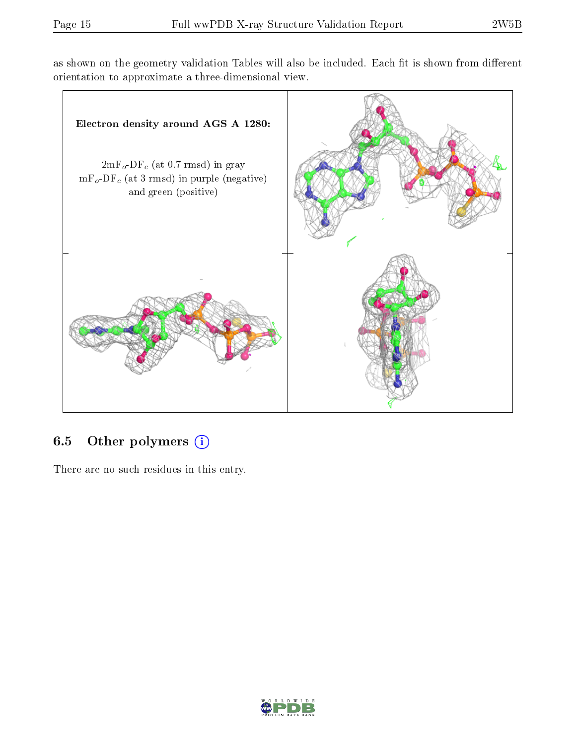as shown on the geometry validation Tables will also be included. Each fit is shown from different orientation to approximate a three-dimensional view.

**Electron density around AGS A 1280:**

$2mF_o$-$DF_c$ (at 0.7 rmsd) in gray
$mF_o$-$DF_c$ (at 3 rmsd) in purple (negative)
and green (positive)

## 6.5 Other polymers

There are no such residues in this entry.